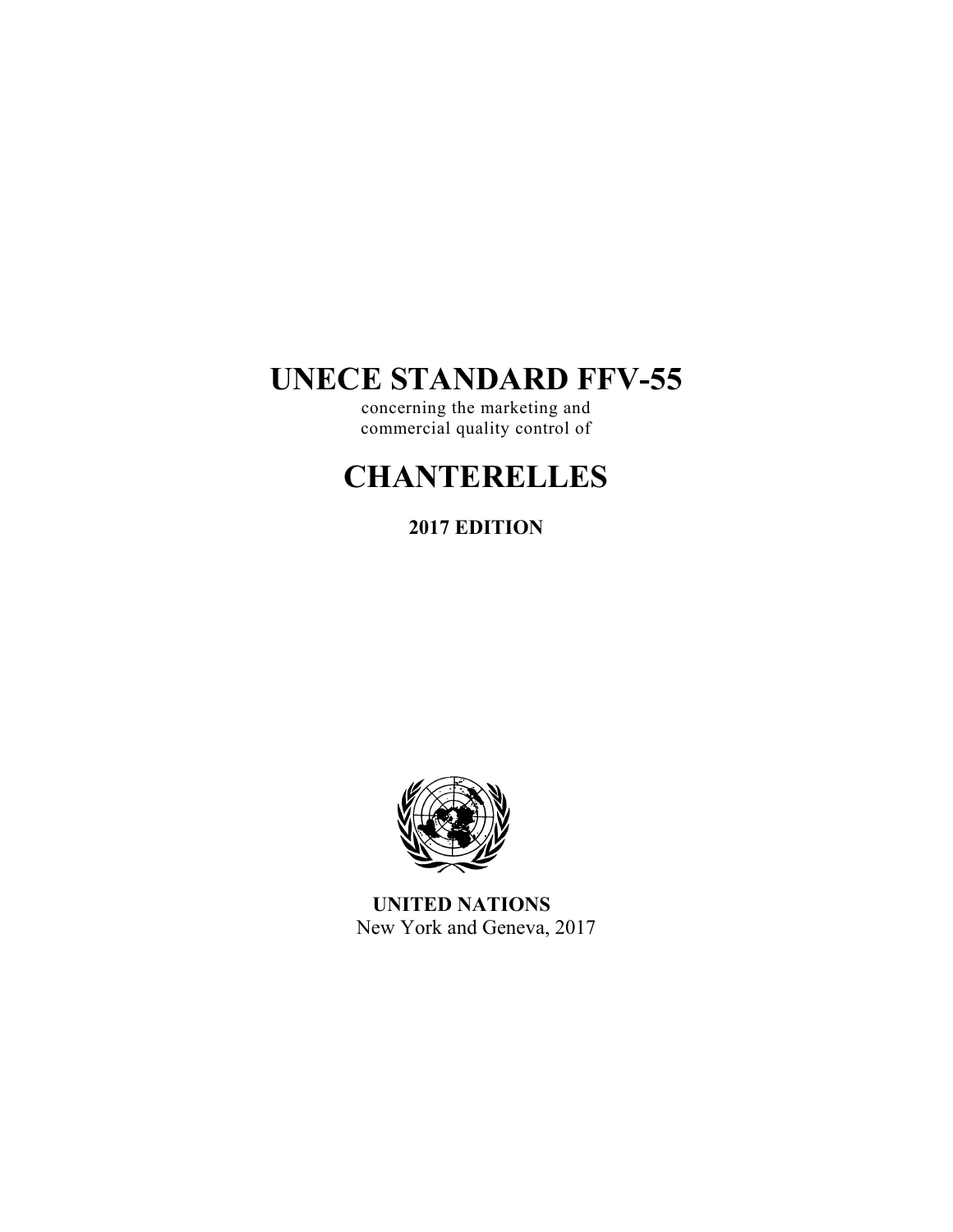# UNECE STANDARD FFV-55

concerning the marketing and commercial quality control of

# CHANTERELLES

**2017 EDITION**

**UNITED NATIONS**
New York and Geneva, 2017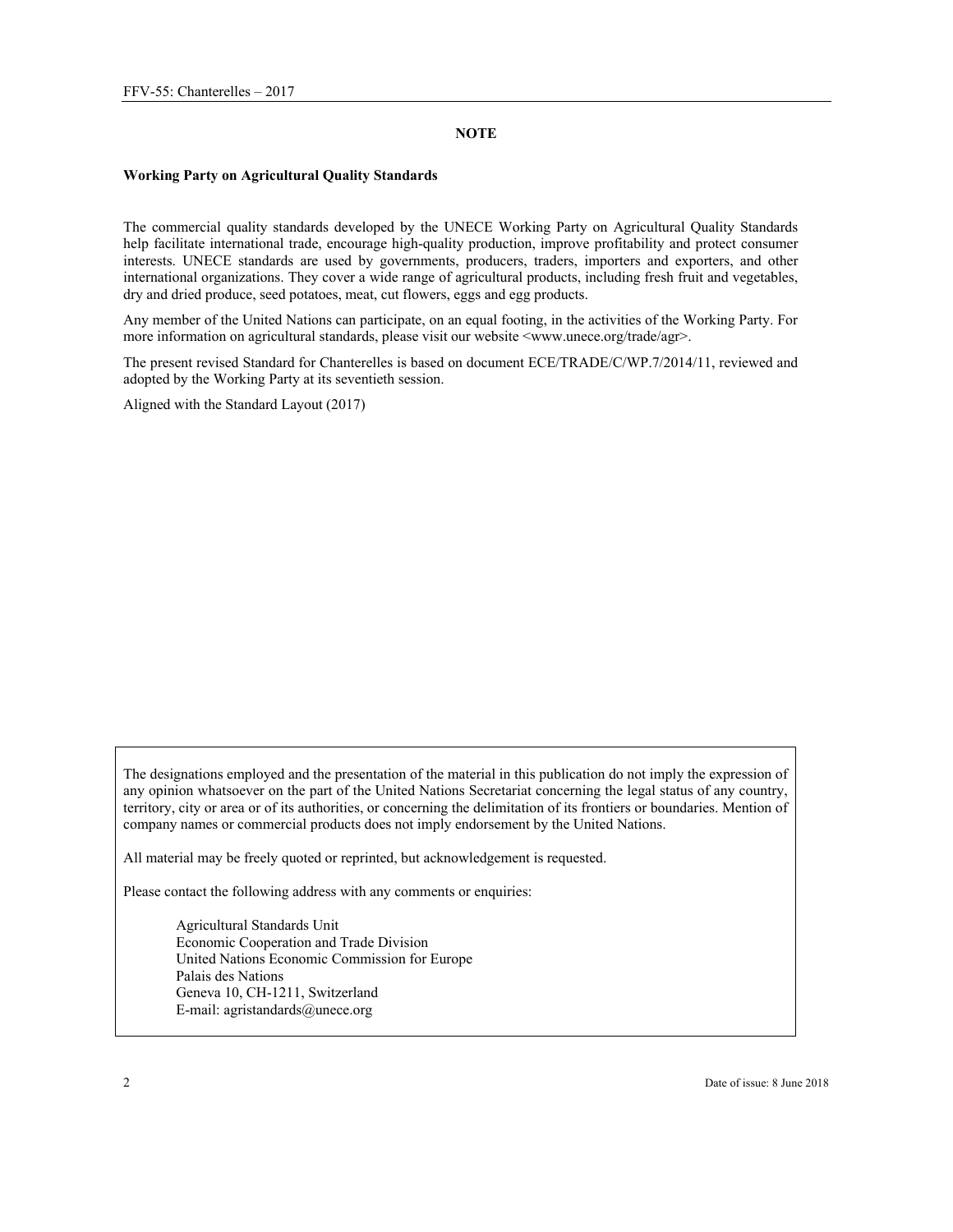# NOTE

**Working Party on Agricultural Quality Standards**

The commercial quality standards developed by the UNECE Working Party on Agricultural Quality Standards help facilitate international trade, encourage high-quality production, improve profitability and protect consumer interests. UNECE standards are used by governments, producers, traders, importers and exporters, and other international organizations. They cover a wide range of agricultural products, including fresh fruit and vegetables, dry and dried produce, seed potatoes, meat, cut flowers, eggs and egg products.

Any member of the United Nations can participate, on an equal footing, in the activities of the Working Party. For more information on agricultural standards, please visit our website <www.unece.org/trade/agr>.

The present revised Standard for Chanterelles is based on document ECE/TRADE/C/WP.7/2014/11, reviewed and adopted by the Working Party at its seventieth session.

Aligned with the Standard Layout (2017)

The designations employed and the presentation of the material in this publication do not imply the expression of any opinion whatsoever on the part of the United Nations Secretariat concerning the legal status of any country, territory, city or area or of its authorities, or concerning the delimitation of its frontiers or boundaries. Mention of company names or commercial products does not imply endorsement by the United Nations.

All material may be freely quoted or reprinted, but acknowledgement is requested.

Please contact the following address with any comments or enquiries:

Agricultural Standards Unit
Economic Cooperation and Trade Division
United Nations Economic Commission for Europe
Palais des Nations
Geneva 10, CH-1211, Switzerland
E-mail: agristandards@unece.org

Date of issue: 8 June 2018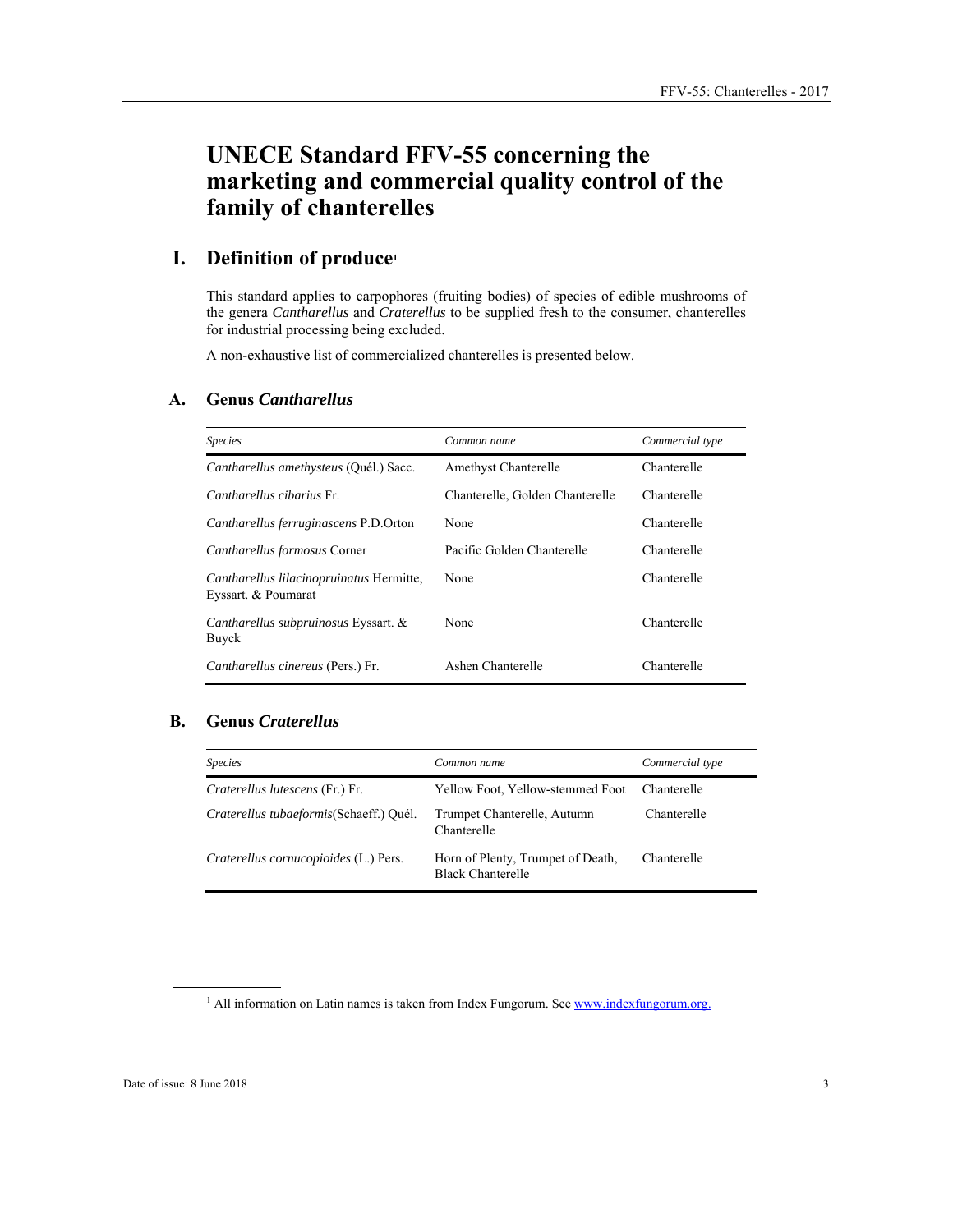# UNECE Standard FFV-55 concerning the marketing and commercial quality control of the family of chanterelles

## I. Definition of produce[1]

This standard applies to carpophores (fruiting bodies) of species of edible mushrooms of the genera *Cantharellus* and *Craterellus* to be supplied fresh to the consumer, chanterelles for industrial processing being excluded.

A non-exhaustive list of commercialized chanterelles is presented below.

### A. Genus *Cantharellus*

| *Species* | *Common name* | *Commercial type* |
|---|---|---|
| *Cantharellus amethysteus* (Quél.) Sacc. | Amethyst Chanterelle | Chanterelle |
| *Cantharellus cibarius* Fr. | Chanterelle, Golden Chanterelle | Chanterelle |
| *Cantharellus ferruginascens* P.D.Orton | None | Chanterelle |
| *Cantharellus formosus* Corner | Pacific Golden Chanterelle | Chanterelle |
| *Cantharellus lilacinopruinatus* Hermitte, Eyssart. & Poumarat | None | Chanterelle |
| *Cantharellus subpruinosus* Eyssart. & Buyck | None | Chanterelle |
| *Cantharellus cinereus* (Pers.) Fr. | Ashen Chanterelle | Chanterelle |

### B. Genus *Craterellus*

| *Species* | *Common name* | *Commercial type* |
|---|---|---|
| *Craterellus lutescens* (Fr.) Fr. | Yellow Foot, Yellow-stemmed Foot | Chanterelle |
| *Craterellus tubaeformis*(Schaeff.) Quél. | Trumpet Chanterelle, Autumn Chanterelle | Chanterelle |
| *Craterellus cornucopioides* (L.) Pers. | Horn of Plenty, Trumpet of Death, Black Chanterelle | Chanterelle |

[1] All information on Latin names is taken from Index Fungorum. See www.indexfungorum.org.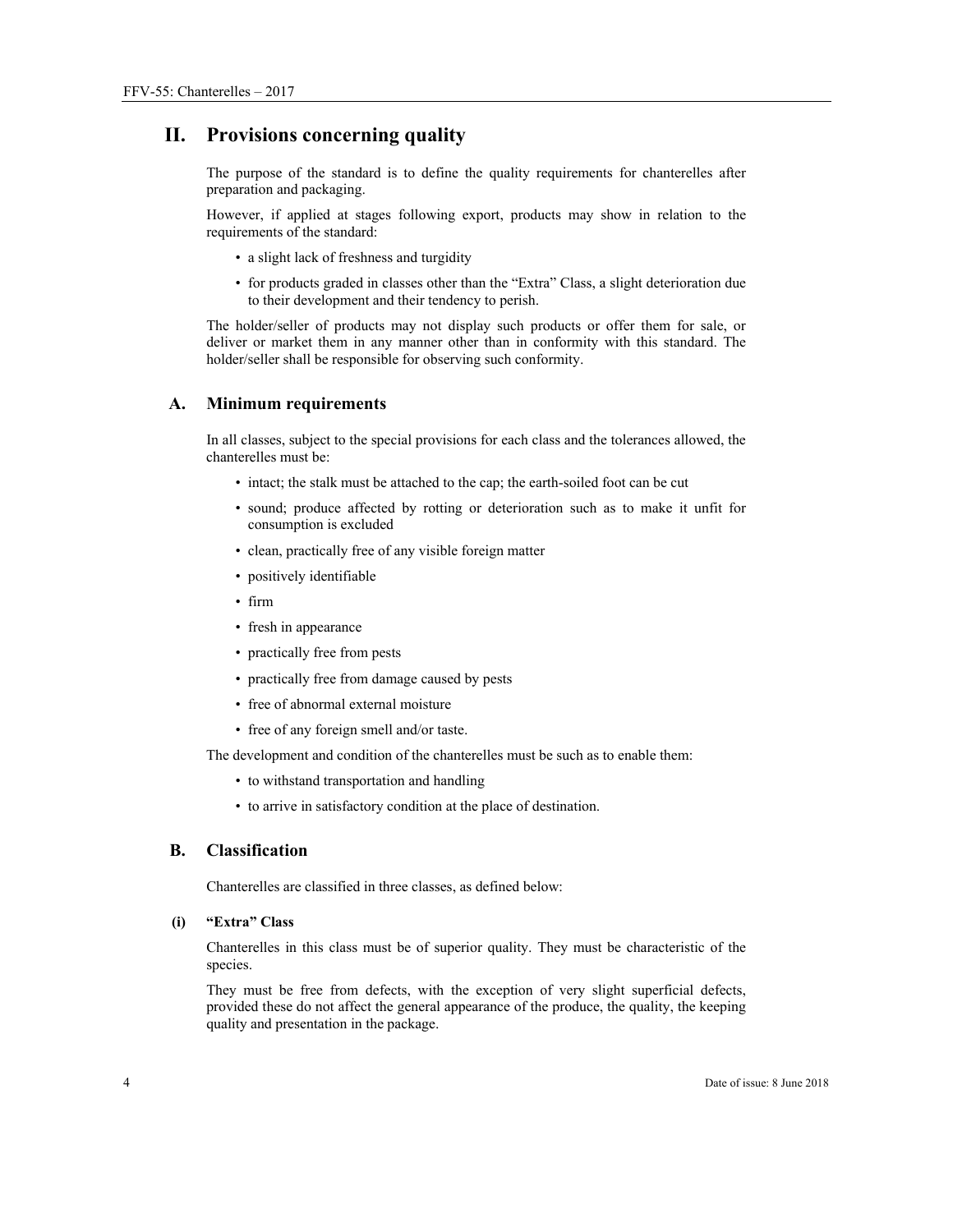# II. Provisions concerning quality

The purpose of the standard is to define the quality requirements for chanterelles after preparation and packaging.

However, if applied at stages following export, products may show in relation to the requirements of the standard:

- a slight lack of freshness and turgidity
- for products graded in classes other than the "Extra" Class, a slight deterioration due to their development and their tendency to perish.

The holder/seller of products may not display such products or offer them for sale, or deliver or market them in any manner other than in conformity with this standard. The holder/seller shall be responsible for observing such conformity.

## A. Minimum requirements

In all classes, subject to the special provisions for each class and the tolerances allowed, the chanterelles must be:

- intact; the stalk must be attached to the cap; the earth-soiled foot can be cut
- sound; produce affected by rotting or deterioration such as to make it unfit for consumption is excluded
- clean, practically free of any visible foreign matter
- positively identifiable
- firm
- fresh in appearance
- practically free from pests
- practically free from damage caused by pests
- free of abnormal external moisture
- free of any foreign smell and/or taste.

The development and condition of the chanterelles must be such as to enable them:

- to withstand transportation and handling
- to arrive in satisfactory condition at the place of destination.

## B. Classification

Chanterelles are classified in three classes, as defined below:

### (i) "Extra" Class

Chanterelles in this class must be of superior quality. They must be characteristic of the species.

They must be free from defects, with the exception of very slight superficial defects, provided these do not affect the general appearance of the produce, the quality, the keeping quality and presentation in the package.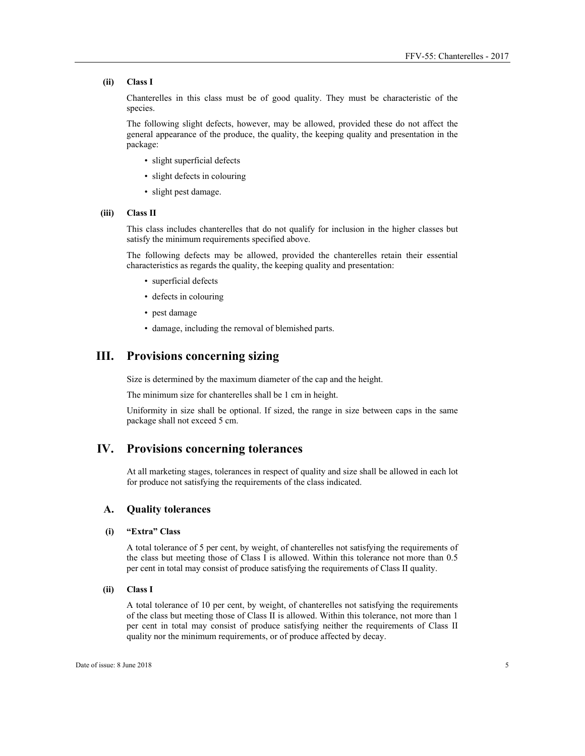### (ii) Class I

Chanterelles in this class must be of good quality. They must be characteristic of the species.

The following slight defects, however, may be allowed, provided these do not affect the general appearance of the produce, the quality, the keeping quality and presentation in the package:

- slight superficial defects
- slight defects in colouring
- slight pest damage.

### (iii) Class II

This class includes chanterelles that do not qualify for inclusion in the higher classes but satisfy the minimum requirements specified above.

The following defects may be allowed, provided the chanterelles retain their essential characteristics as regards the quality, the keeping quality and presentation:

- superficial defects
- defects in colouring
- pest damage
- damage, including the removal of blemished parts.

# III. Provisions concerning sizing

Size is determined by the maximum diameter of the cap and the height.

The minimum size for chanterelles shall be 1 cm in height.

Uniformity in size shall be optional. If sized, the range in size between caps in the same package shall not exceed 5 cm.

# IV. Provisions concerning tolerances

At all marketing stages, tolerances in respect of quality and size shall be allowed in each lot for produce not satisfying the requirements of the class indicated.

## A. Quality tolerances

### (i) "Extra" Class

A total tolerance of 5 per cent, by weight, of chanterelles not satisfying the requirements of the class but meeting those of Class I is allowed. Within this tolerance not more than 0.5 per cent in total may consist of produce satisfying the requirements of Class II quality.

### (ii) Class I

A total tolerance of 10 per cent, by weight, of chanterelles not satisfying the requirements of the class but meeting those of Class II is allowed. Within this tolerance, not more than 1 per cent in total may consist of produce satisfying neither the requirements of Class II quality nor the minimum requirements, or of produce affected by decay.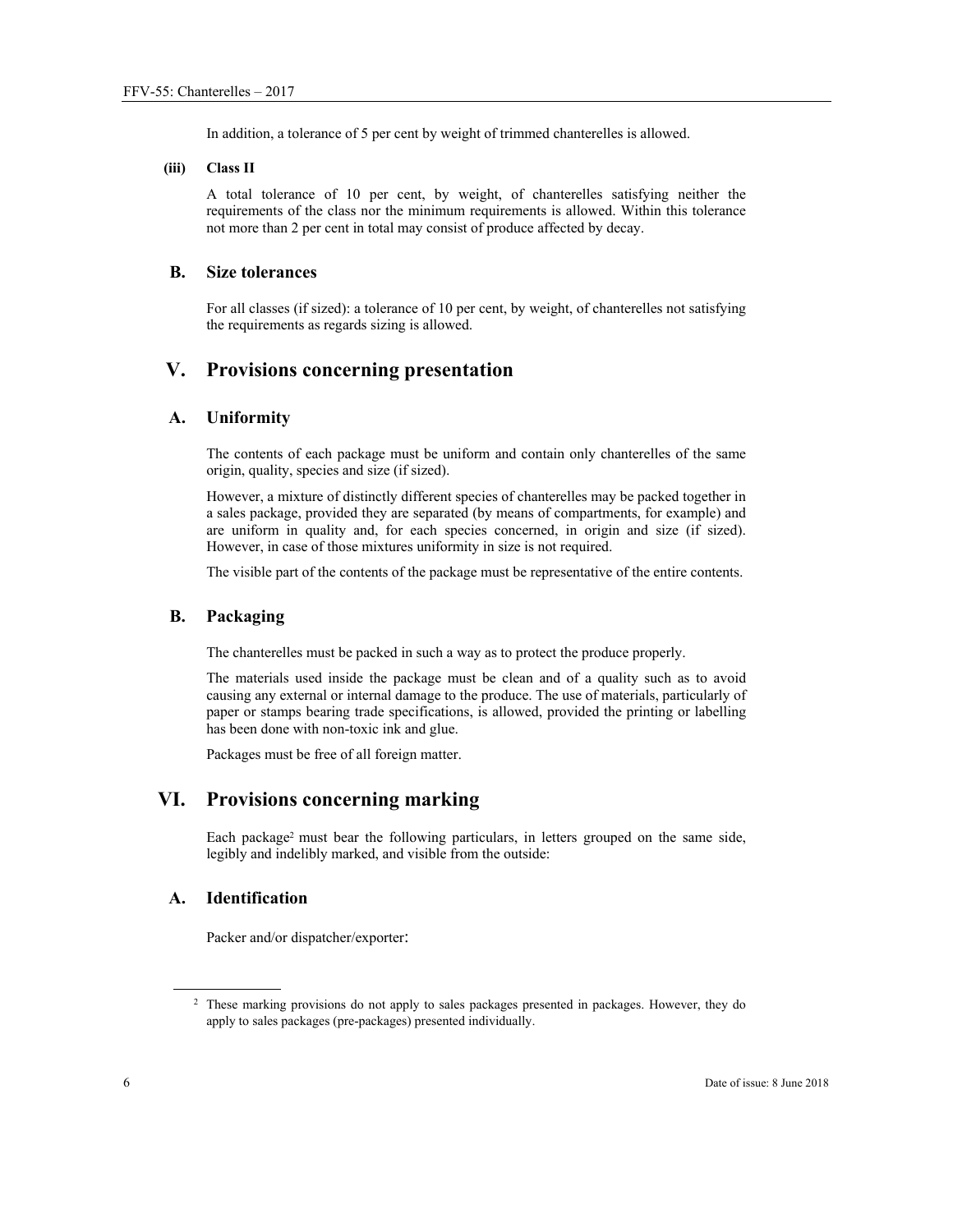In addition, a tolerance of 5 per cent by weight of trimmed chanterelles is allowed.

#### (iii) Class II

A total tolerance of 10 per cent, by weight, of chanterelles satisfying neither the requirements of the class nor the minimum requirements is allowed. Within this tolerance not more than 2 per cent in total may consist of produce affected by decay.

### B. Size tolerances

For all classes (if sized): a tolerance of 10 per cent, by weight, of chanterelles not satisfying the requirements as regards sizing is allowed.

## V. Provisions concerning presentation

### A. Uniformity

The contents of each package must be uniform and contain only chanterelles of the same origin, quality, species and size (if sized).

However, a mixture of distinctly different species of chanterelles may be packed together in a sales package, provided they are separated (by means of compartments, for example) and are uniform in quality and, for each species concerned, in origin and size (if sized). However, in case of those mixtures uniformity in size is not required.

The visible part of the contents of the package must be representative of the entire contents.

### B. Packaging

The chanterelles must be packed in such a way as to protect the produce properly.

The materials used inside the package must be clean and of a quality such as to avoid causing any external or internal damage to the produce. The use of materials, particularly of paper or stamps bearing trade specifications, is allowed, provided the printing or labelling has been done with non-toxic ink and glue.

Packages must be free of all foreign matter.

## VI. Provisions concerning marking

Each package[2] must bear the following particulars, in letters grouped on the same side, legibly and indelibly marked, and visible from the outside:

### A. Identification

Packer and/or dispatcher/exporter:

---

[2] These marking provisions do not apply to sales packages presented in packages. However, they do apply to sales packages (pre-packages) presented individually.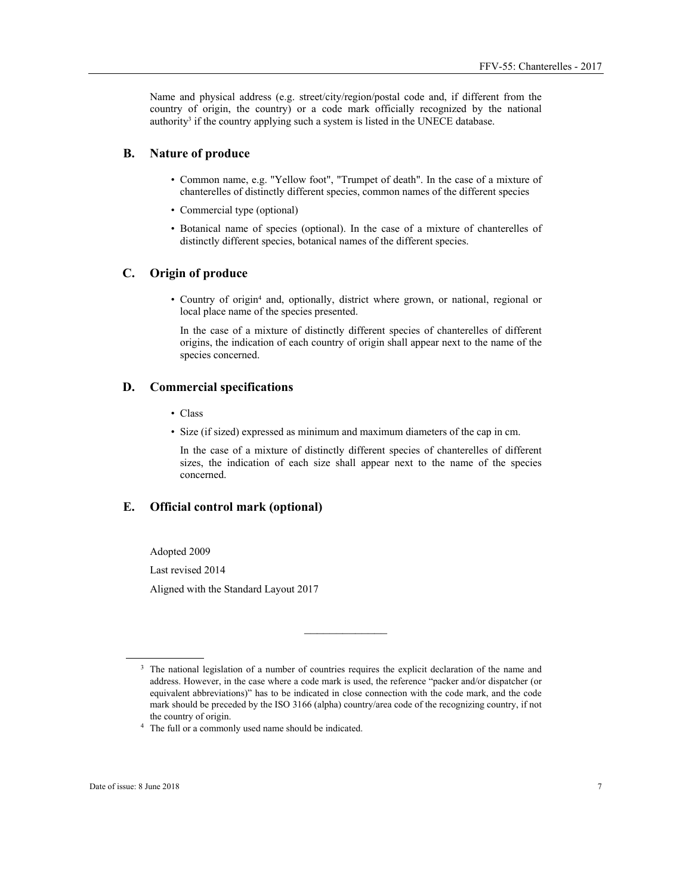Name and physical address (e.g. street/city/region/postal code and, if different from the country of origin, the country) or a code mark officially recognized by the national authority[3] if the country applying such a system is listed in the UNECE database.

## B. Nature of produce

- Common name, e.g. "Yellow foot", "Trumpet of death". In the case of a mixture of chanterelles of distinctly different species, common names of the different species
- Commercial type (optional)
- Botanical name of species (optional). In the case of a mixture of chanterelles of distinctly different species, botanical names of the different species.

## C. Origin of produce

- Country of origin[4] and, optionally, district where grown, or national, regional or local place name of the species presented.

  In the case of a mixture of distinctly different species of chanterelles of different origins, the indication of each country of origin shall appear next to the name of the species concerned.

## D. Commercial specifications

- Class
- Size (if sized) expressed as minimum and maximum diameters of the cap in cm.

  In the case of a mixture of distinctly different species of chanterelles of different sizes, the indication of each size shall appear next to the name of the species concerned.

## E. Official control mark (optional)

Adopted 2009

Last revised 2014

Aligned with the Standard Layout 2017

---

[3] The national legislation of a number of countries requires the explicit declaration of the name and address. However, in the case where a code mark is used, the reference "packer and/or dispatcher (or equivalent abbreviations)" has to be indicated in close connection with the code mark, and the code mark should be preceded by the ISO 3166 (alpha) country/area code of the recognizing country, if not the country of origin.

[4] The full or a commonly used name should be indicated.